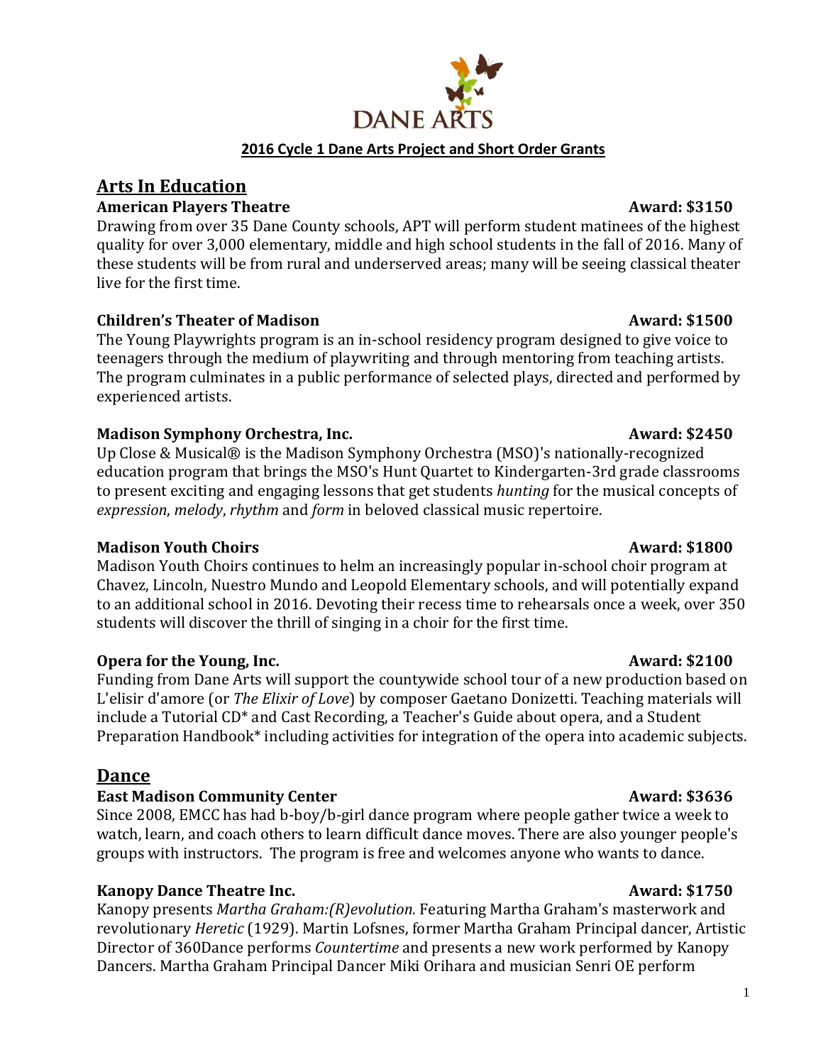DANE ARTS

**2016 Cycle 1 Dane Arts Project and Short Order Grants**

## Arts In Education

**American Players Theatre** **Award: $3150**

Drawing from over 35 Dane County schools, APT will perform student matinees of the highest quality for over 3,000 elementary, middle and high school students in the fall of 2016. Many of these students will be from rural and underserved areas; many will be seeing classical theater live for the first time.

**Children's Theater of Madison** **Award: $1500**

The Young Playwrights program is an in-school residency program designed to give voice to teenagers through the medium of playwriting and through mentoring from teaching artists. The program culminates in a public performance of selected plays, directed and performed by experienced artists.

**Madison Symphony Orchestra, Inc.** **Award: $2450**

Up Close & Musical® is the Madison Symphony Orchestra (MSO)'s nationally-recognized education program that brings the MSO's Hunt Quartet to Kindergarten-3rd grade classrooms to present exciting and engaging lessons that get students *hunting* for the musical concepts of *expression*, *melody*, *rhythm* and *form* in beloved classical music repertoire.

**Madison Youth Choirs** **Award: $1800**

Madison Youth Choirs continues to helm an increasingly popular in-school choir program at Chavez, Lincoln, Nuestro Mundo and Leopold Elementary schools, and will potentially expand to an additional school in 2016. Devoting their recess time to rehearsals once a week, over 350 students will discover the thrill of singing in a choir for the first time.

**Opera for the Young, Inc.** **Award: $2100**

Funding from Dane Arts will support the countywide school tour of a new production based on L'elisir d'amore (or *The Elixir of Love*) by composer Gaetano Donizetti. Teaching materials will include a Tutorial CD* and Cast Recording, a Teacher's Guide about opera, and a Student Preparation Handbook* including activities for integration of the opera into academic subjects.

## Dance

**East Madison Community Center** **Award: $3636**

Since 2008, EMCC has had b-boy/b-girl dance program where people gather twice a week to watch, learn, and coach others to learn difficult dance moves. There are also younger people's groups with instructors. The program is free and welcomes anyone who wants to dance.

**Kanopy Dance Theatre Inc.** **Award: $1750**

Kanopy presents *Martha Graham:(R)evolution.* Featuring Martha Graham's masterwork and revolutionary *Heretic* (1929). Martin Lofsnes, former Martha Graham Principal dancer, Artistic Director of 360Dance performs *Countertime* and presents a new work performed by Kanopy Dancers. Martha Graham Principal Dancer Miki Orihara and musician Senri OE perform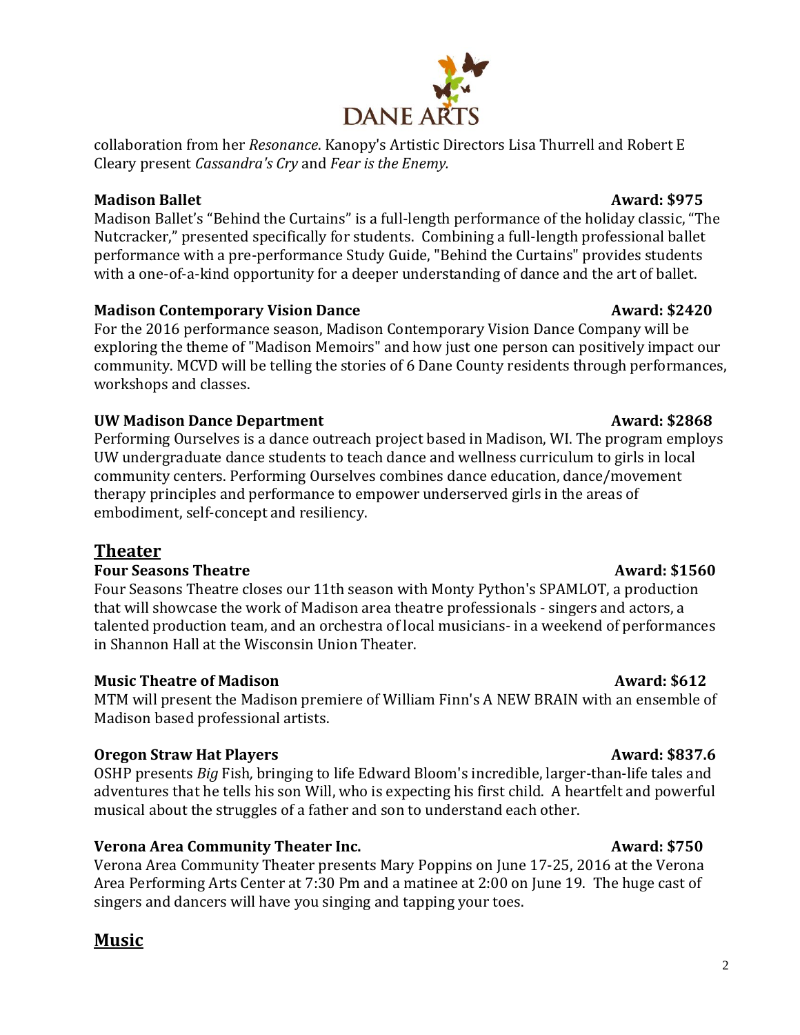collaboration from her *Resonance*. Kanopy's Artistic Directors Lisa Thurrell and Robert E Cleary present *Cassandra's Cry* and *Fear is the Enemy.*

**Madison Ballet** **Award: $975**

Madison Ballet's "Behind the Curtains" is a full-length performance of the holiday classic, "The Nutcracker," presented specifically for students. Combining a full-length professional ballet performance with a pre-performance Study Guide, "Behind the Curtains" provides students with a one-of-a-kind opportunity for a deeper understanding of dance and the art of ballet.

**Madison Contemporary Vision Dance** **Award: $2420**

For the 2016 performance season, Madison Contemporary Vision Dance Company will be exploring the theme of "Madison Memoirs" and how just one person can positively impact our community. MCVD will be telling the stories of 6 Dane County residents through performances, workshops and classes.

**UW Madison Dance Department** **Award: $2868**

Performing Ourselves is a dance outreach project based in Madison, WI. The program employs UW undergraduate dance students to teach dance and wellness curriculum to girls in local community centers. Performing Ourselves combines dance education, dance/movement therapy principles and performance to empower underserved girls in the areas of embodiment, self-concept and resiliency.

## Theater

**Four Seasons Theatre** **Award: $1560**

Four Seasons Theatre closes our 11th season with Monty Python's SPAMLOT, a production that will showcase the work of Madison area theatre professionals - singers and actors, a talented production team, and an orchestra of local musicians- in a weekend of performances in Shannon Hall at the Wisconsin Union Theater.

**Music Theatre of Madison** **Award: $612**

MTM will present the Madison premiere of William Finn's A NEW BRAIN with an ensemble of Madison based professional artists.

**Oregon Straw Hat Players** **Award: $837.6**

OSHP presents *Big* Fish*,* bringing to life Edward Bloom's incredible, larger-than-life tales and adventures that he tells his son Will, who is expecting his first child. A heartfelt and powerful musical about the struggles of a father and son to understand each other.

**Verona Area Community Theater Inc.** **Award: $750**

Verona Area Community Theater presents Mary Poppins on June 17-25, 2016 at the Verona Area Performing Arts Center at 7:30 Pm and a matinee at 2:00 on June 19. The huge cast of singers and dancers will have you singing and tapping your toes.

## Music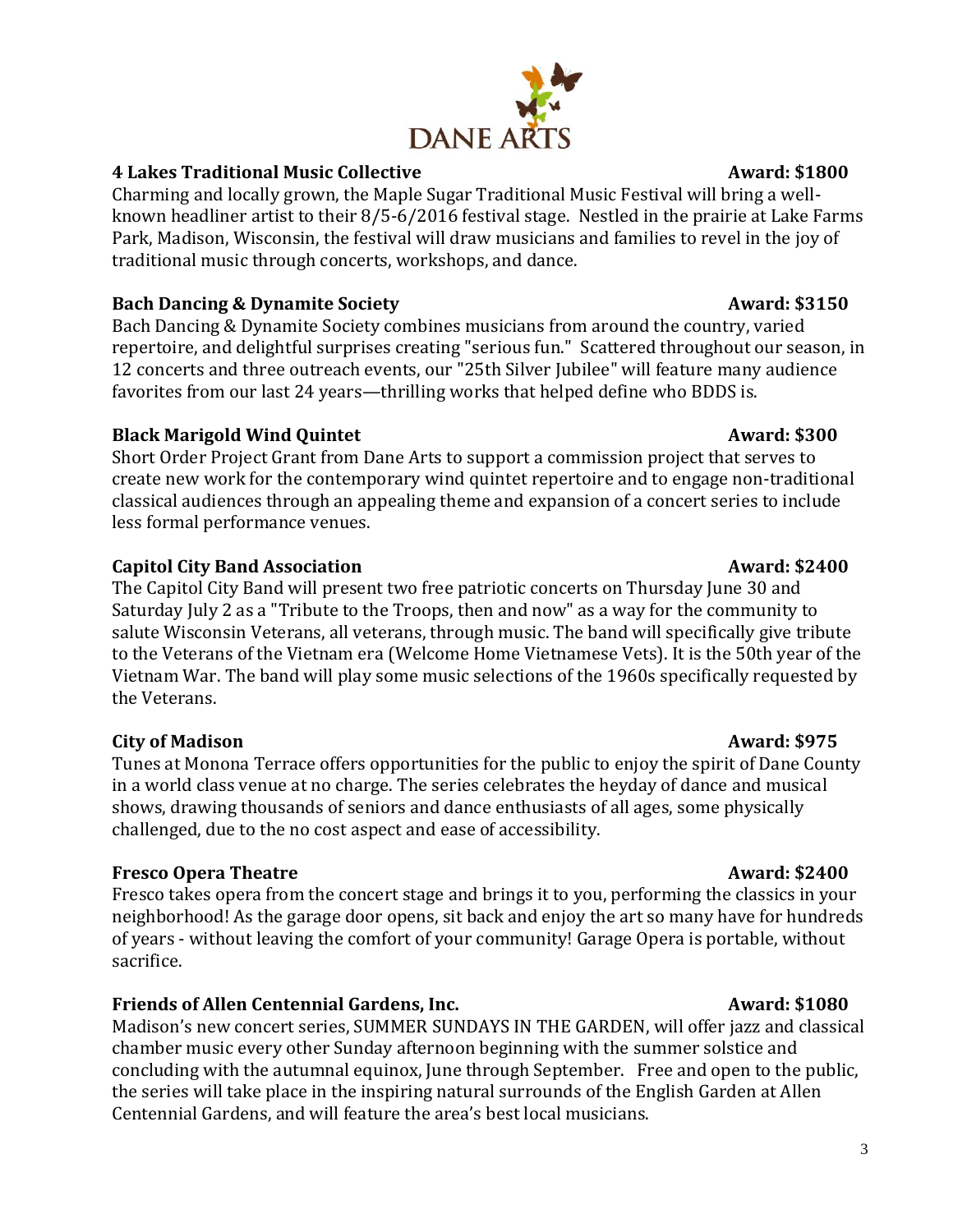DANE ARTS

**4 Lakes Traditional Music Collective** **Award: $1800**

Charming and locally grown, the Maple Sugar Traditional Music Festival will bring a well-known headliner artist to their 8/5-6/2016 festival stage. Nestled in the prairie at Lake Farms Park, Madison, Wisconsin, the festival will draw musicians and families to revel in the joy of traditional music through concerts, workshops, and dance.

**Bach Dancing & Dynamite Society** **Award: $3150**

Bach Dancing & Dynamite Society combines musicians from around the country, varied repertoire, and delightful surprises creating "serious fun." Scattered throughout our season, in 12 concerts and three outreach events, our "25th Silver Jubilee" will feature many audience favorites from our last 24 years—thrilling works that helped define who BDDS is.

**Black Marigold Wind Quintet** **Award: $300**

Short Order Project Grant from Dane Arts to support a commission project that serves to create new work for the contemporary wind quintet repertoire and to engage non-traditional classical audiences through an appealing theme and expansion of a concert series to include less formal performance venues.

**Capitol City Band Association** **Award: $2400**

The Capitol City Band will present two free patriotic concerts on Thursday June 30 and Saturday July 2 as a "Tribute to the Troops, then and now" as a way for the community to salute Wisconsin Veterans, all veterans, through music. The band will specifically give tribute to the Veterans of the Vietnam era (Welcome Home Vietnamese Vets). It is the 50th year of the Vietnam War. The band will play some music selections of the 1960s specifically requested by the Veterans.

**City of Madison** **Award: $975**

Tunes at Monona Terrace offers opportunities for the public to enjoy the spirit of Dane County in a world class venue at no charge. The series celebrates the heyday of dance and musical shows, drawing thousands of seniors and dance enthusiasts of all ages, some physically challenged, due to the no cost aspect and ease of accessibility.

**Fresco Opera Theatre** **Award: $2400**

Fresco takes opera from the concert stage and brings it to you, performing the classics in your neighborhood! As the garage door opens, sit back and enjoy the art so many have for hundreds of years - without leaving the comfort of your community! Garage Opera is portable, without sacrifice.

**Friends of Allen Centennial Gardens, Inc.** **Award: $1080**

Madison's new concert series, SUMMER SUNDAYS IN THE GARDEN, will offer jazz and classical chamber music every other Sunday afternoon beginning with the summer solstice and concluding with the autumnal equinox, June through September. Free and open to the public, the series will take place in the inspiring natural surrounds of the English Garden at Allen Centennial Gardens, and will feature the area's best local musicians.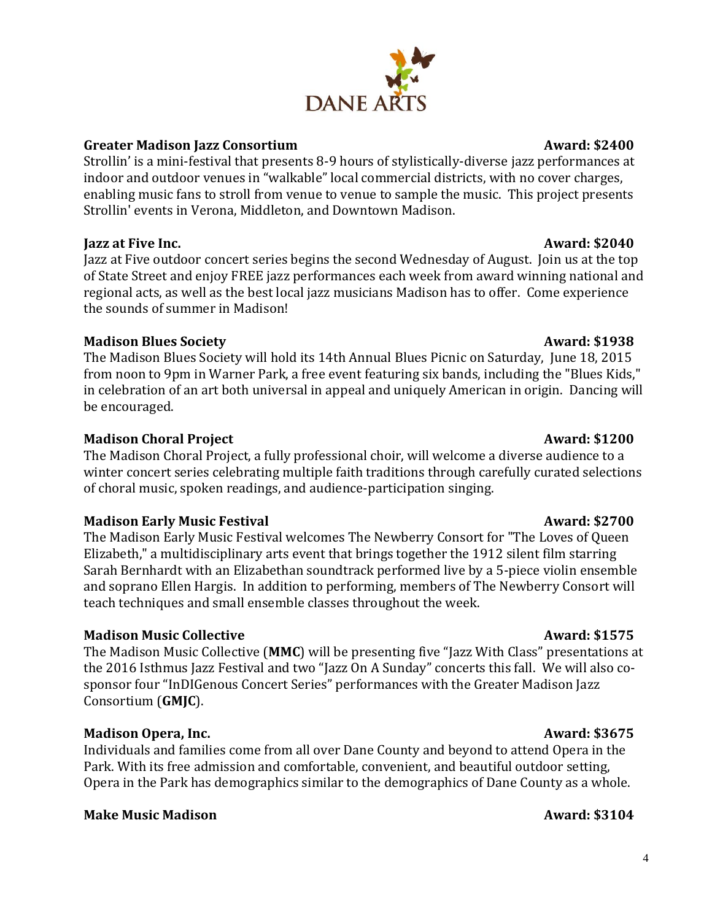**Greater Madison Jazz Consortium** **Award: $2400**

Strollin' is a mini-festival that presents 8-9 hours of stylistically-diverse jazz performances at indoor and outdoor venues in "walkable" local commercial districts, with no cover charges, enabling music fans to stroll from venue to venue to sample the music. This project presents Strollin' events in Verona, Middleton, and Downtown Madison.

**Jazz at Five Inc.** **Award: $2040**

Jazz at Five outdoor concert series begins the second Wednesday of August. Join us at the top of State Street and enjoy FREE jazz performances each week from award winning national and regional acts, as well as the best local jazz musicians Madison has to offer. Come experience the sounds of summer in Madison!

**Madison Blues Society** **Award: $1938**

The Madison Blues Society will hold its 14th Annual Blues Picnic on Saturday, June 18, 2015 from noon to 9pm in Warner Park, a free event featuring six bands, including the "Blues Kids," in celebration of an art both universal in appeal and uniquely American in origin. Dancing will be encouraged.

**Madison Choral Project** **Award: $1200**

The Madison Choral Project, a fully professional choir, will welcome a diverse audience to a winter concert series celebrating multiple faith traditions through carefully curated selections of choral music, spoken readings, and audience-participation singing.

**Madison Early Music Festival** **Award: $2700**

The Madison Early Music Festival welcomes The Newberry Consort for "The Loves of Queen Elizabeth," a multidisciplinary arts event that brings together the 1912 silent film starring Sarah Bernhardt with an Elizabethan soundtrack performed live by a 5-piece violin ensemble and soprano Ellen Hargis. In addition to performing, members of The Newberry Consort will teach techniques and small ensemble classes throughout the week.

**Madison Music Collective** **Award: $1575**

The Madison Music Collective (**MMC**) will be presenting five "Jazz With Class" presentations at the 2016 Isthmus Jazz Festival and two "Jazz On A Sunday" concerts this fall. We will also co-sponsor four "InDIGenous Concert Series" performances with the Greater Madison Jazz Consortium (**GMJC**).

**Madison Opera, Inc.** **Award: $3675**

Individuals and families come from all over Dane County and beyond to attend Opera in the Park. With its free admission and comfortable, convenient, and beautiful outdoor setting, Opera in the Park has demographics similar to the demographics of Dane County as a whole.

**Make Music Madison** **Award: $3104**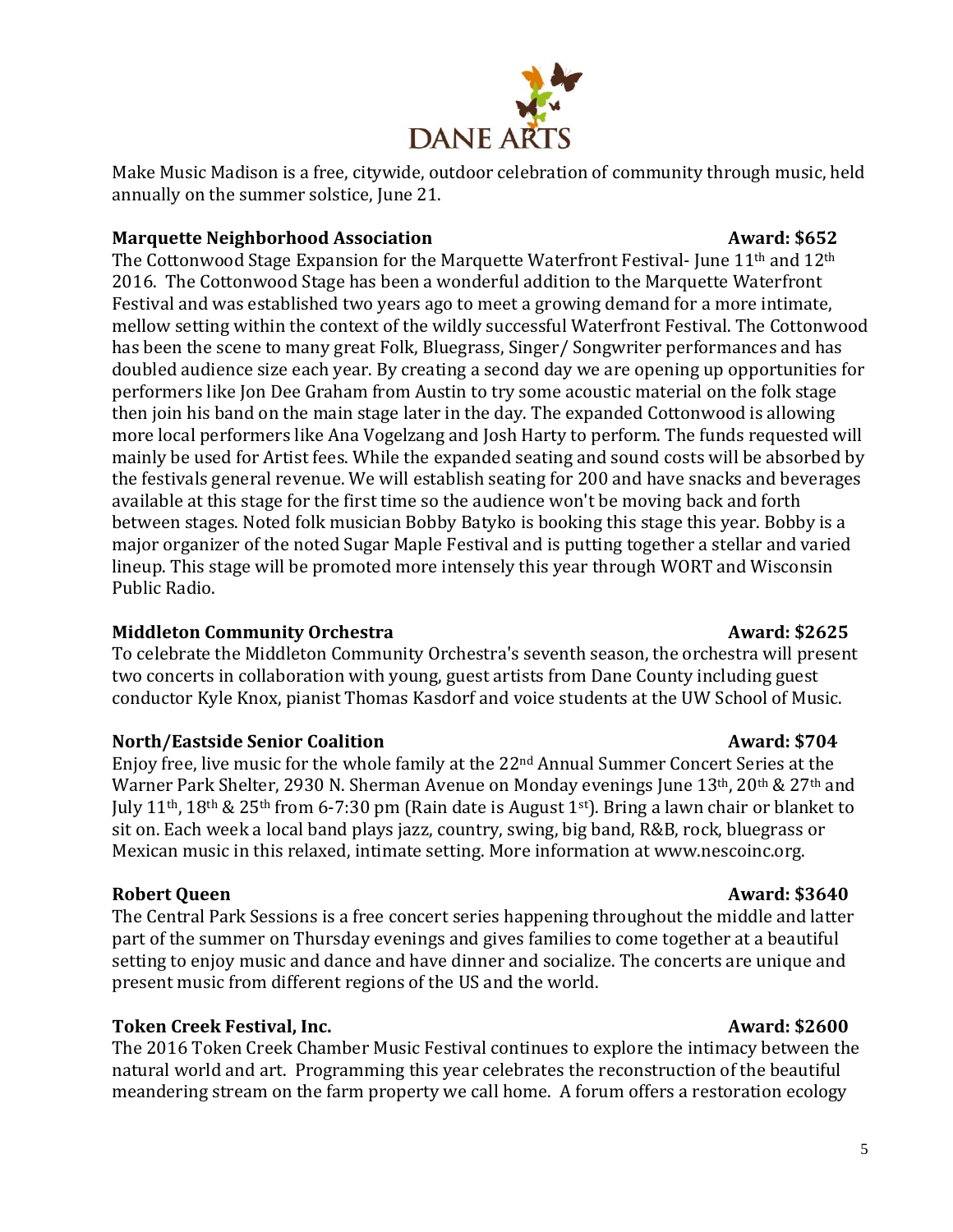Make Music Madison is a free, citywide, outdoor celebration of community through music, held annually on the summer solstice, June 21.

**Marquette Neighborhood Association** **Award: $652**

The Cottonwood Stage Expansion for the Marquette Waterfront Festival- June 11th and 12th 2016. The Cottonwood Stage has been a wonderful addition to the Marquette Waterfront Festival and was established two years ago to meet a growing demand for a more intimate, mellow setting within the context of the wildly successful Waterfront Festival. The Cottonwood has been the scene to many great Folk, Bluegrass, Singer/ Songwriter performances and has doubled audience size each year. By creating a second day we are opening up opportunities for performers like Jon Dee Graham from Austin to try some acoustic material on the folk stage then join his band on the main stage later in the day. The expanded Cottonwood is allowing more local performers like Ana Vogelzang and Josh Harty to perform. The funds requested will mainly be used for Artist fees. While the expanded seating and sound costs will be absorbed by the festivals general revenue. We will establish seating for 200 and have snacks and beverages available at this stage for the first time so the audience won't be moving back and forth between stages. Noted folk musician Bobby Batyko is booking this stage this year. Bobby is a major organizer of the noted Sugar Maple Festival and is putting together a stellar and varied lineup. This stage will be promoted more intensely this year through WORT and Wisconsin Public Radio.

**Middleton Community Orchestra** **Award: $2625**

To celebrate the Middleton Community Orchestra's seventh season, the orchestra will present two concerts in collaboration with young, guest artists from Dane County including guest conductor Kyle Knox, pianist Thomas Kasdorf and voice students at the UW School of Music.

**North/Eastside Senior Coalition** **Award: $704**

Enjoy free, live music for the whole family at the 22nd Annual Summer Concert Series at the Warner Park Shelter, 2930 N. Sherman Avenue on Monday evenings June 13th, 20th & 27th and July 11th, 18th & 25th from 6-7:30 pm (Rain date is August 1st). Bring a lawn chair or blanket to sit on. Each week a local band plays jazz, country, swing, big band, R&B, rock, bluegrass or Mexican music in this relaxed, intimate setting. More information at www.nescoinc.org.

**Robert Queen** **Award: $3640**

The Central Park Sessions is a free concert series happening throughout the middle and latter part of the summer on Thursday evenings and gives families to come together at a beautiful setting to enjoy music and dance and have dinner and socialize. The concerts are unique and present music from different regions of the US and the world.

**Token Creek Festival, Inc.** **Award: $2600**

The 2016 Token Creek Chamber Music Festival continues to explore the intimacy between the natural world and art. Programming this year celebrates the reconstruction of the beautiful meandering stream on the farm property we call home. A forum offers a restoration ecology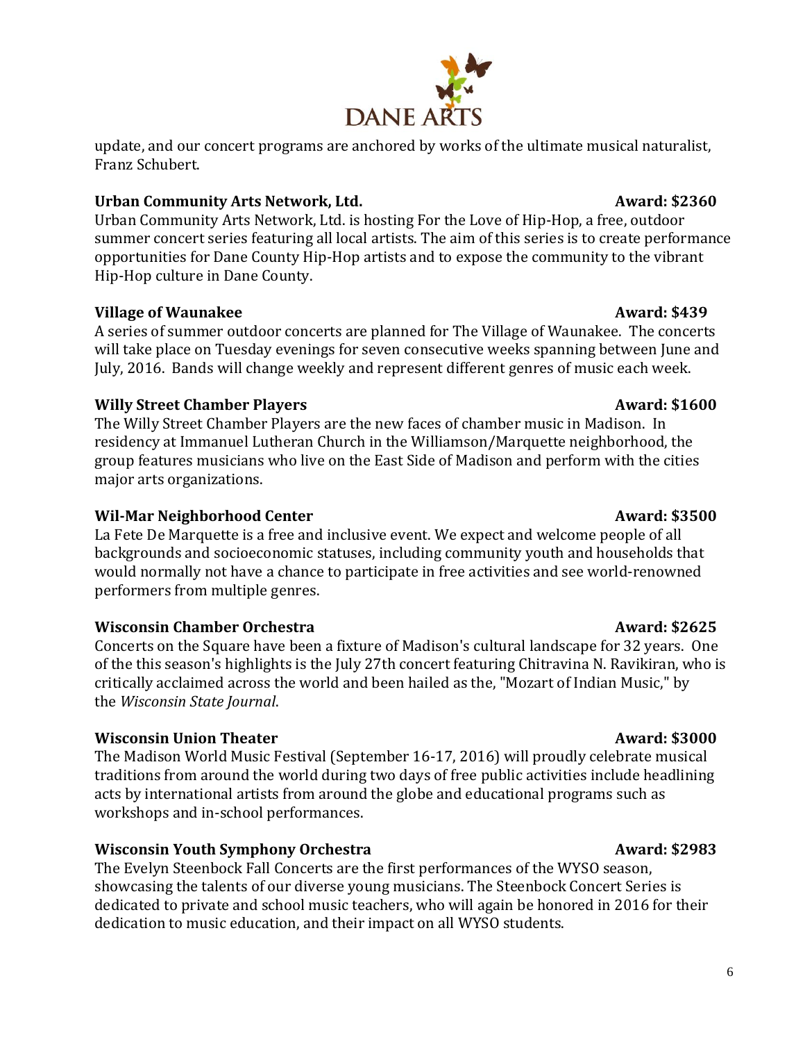update, and our concert programs are anchored by works of the ultimate musical naturalist, Franz Schubert.

**Urban Community Arts Network, Ltd.** **Award: $2360**

Urban Community Arts Network, Ltd. is hosting For the Love of Hip-Hop, a free, outdoor summer concert series featuring all local artists. The aim of this series is to create performance opportunities for Dane County Hip-Hop artists and to expose the community to the vibrant Hip-Hop culture in Dane County.

**Village of Waunakee** **Award: $439**

A series of summer outdoor concerts are planned for The Village of Waunakee. The concerts will take place on Tuesday evenings for seven consecutive weeks spanning between June and July, 2016. Bands will change weekly and represent different genres of music each week.

**Willy Street Chamber Players** **Award: $1600**

The Willy Street Chamber Players are the new faces of chamber music in Madison. In residency at Immanuel Lutheran Church in the Williamson/Marquette neighborhood, the group features musicians who live on the East Side of Madison and perform with the cities major arts organizations.

**Wil-Mar Neighborhood Center** **Award: $3500**

La Fete De Marquette is a free and inclusive event. We expect and welcome people of all backgrounds and socioeconomic statuses, including community youth and households that would normally not have a chance to participate in free activities and see world-renowned performers from multiple genres.

**Wisconsin Chamber Orchestra** **Award: $2625**

Concerts on the Square have been a fixture of Madison's cultural landscape for 32 years. One of the this season's highlights is the July 27th concert featuring Chitravina N. Ravikiran, who is critically acclaimed across the world and been hailed as the, "Mozart of Indian Music," by the *Wisconsin State Journal*.

**Wisconsin Union Theater** **Award: $3000**

The Madison World Music Festival (September 16-17, 2016) will proudly celebrate musical traditions from around the world during two days of free public activities include headlining acts by international artists from around the globe and educational programs such as workshops and in-school performances.

**Wisconsin Youth Symphony Orchestra** **Award: $2983**

The Evelyn Steenbock Fall Concerts are the first performances of the WYSO season, showcasing the talents of our diverse young musicians. The Steenbock Concert Series is dedicated to private and school music teachers, who will again be honored in 2016 for their dedication to music education, and their impact on all WYSO students.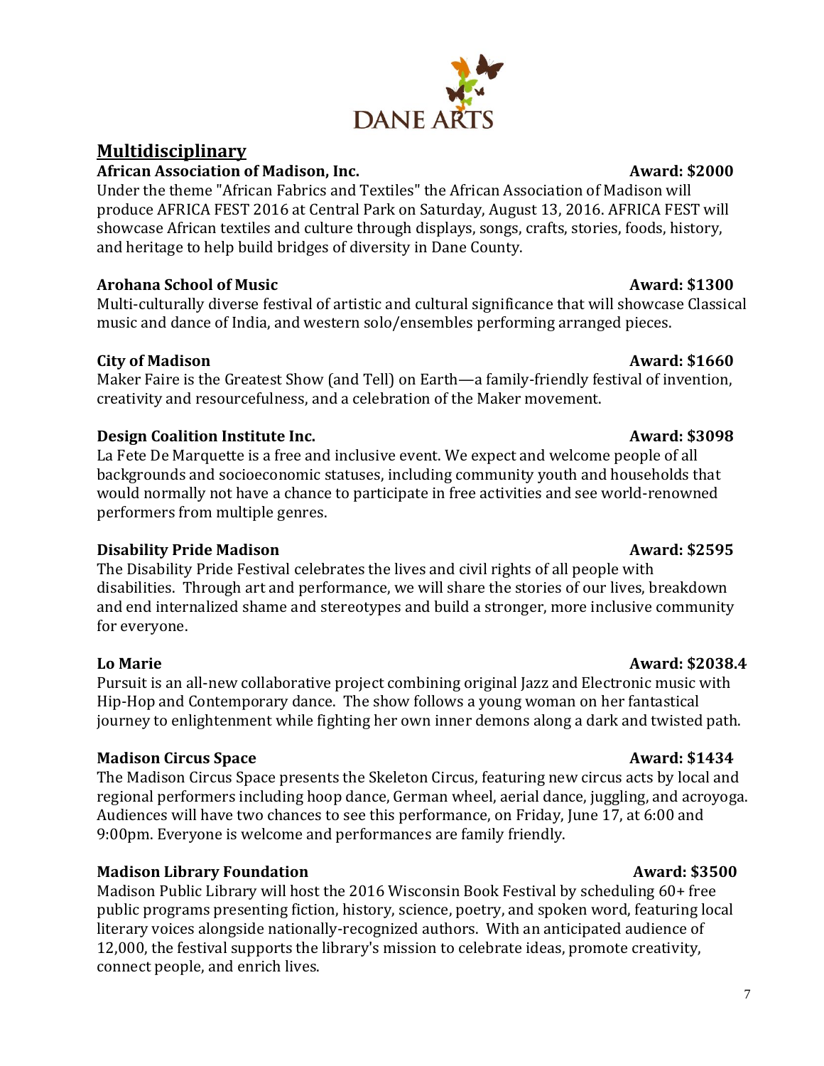DANE ARTS

## Multidisciplinary

**African Association of Madison, Inc.** **Award: $2000**

Under the theme "African Fabrics and Textiles" the African Association of Madison will produce AFRICA FEST 2016 at Central Park on Saturday, August 13, 2016. AFRICA FEST will showcase African textiles and culture through displays, songs, crafts, stories, foods, history, and heritage to help build bridges of diversity in Dane County.

**Arohana School of Music** **Award: $1300**

Multi-culturally diverse festival of artistic and cultural significance that will showcase Classical music and dance of India, and western solo/ensembles performing arranged pieces.

**City of Madison** **Award: $1660**

Maker Faire is the Greatest Show (and Tell) on Earth—a family-friendly festival of invention, creativity and resourcefulness, and a celebration of the Maker movement.

**Design Coalition Institute Inc.** **Award: $3098**

La Fete De Marquette is a free and inclusive event. We expect and welcome people of all backgrounds and socioeconomic statuses, including community youth and households that would normally not have a chance to participate in free activities and see world-renowned performers from multiple genres.

**Disability Pride Madison** **Award: $2595**

The Disability Pride Festival celebrates the lives and civil rights of all people with disabilities. Through art and performance, we will share the stories of our lives, breakdown and end internalized shame and stereotypes and build a stronger, more inclusive community for everyone.

**Lo Marie** **Award: $2038.4**

Pursuit is an all-new collaborative project combining original Jazz and Electronic music with Hip-Hop and Contemporary dance. The show follows a young woman on her fantastical journey to enlightenment while fighting her own inner demons along a dark and twisted path.

**Madison Circus Space** **Award: $1434**

The Madison Circus Space presents the Skeleton Circus, featuring new circus acts by local and regional performers including hoop dance, German wheel, aerial dance, juggling, and acroyoga. Audiences will have two chances to see this performance, on Friday, June 17, at 6:00 and 9:00pm. Everyone is welcome and performances are family friendly.

**Madison Library Foundation** **Award: $3500**

Madison Public Library will host the 2016 Wisconsin Book Festival by scheduling 60+ free public programs presenting fiction, history, science, poetry, and spoken word, featuring local literary voices alongside nationally-recognized authors. With an anticipated audience of 12,000, the festival supports the library's mission to celebrate ideas, promote creativity, connect people, and enrich lives.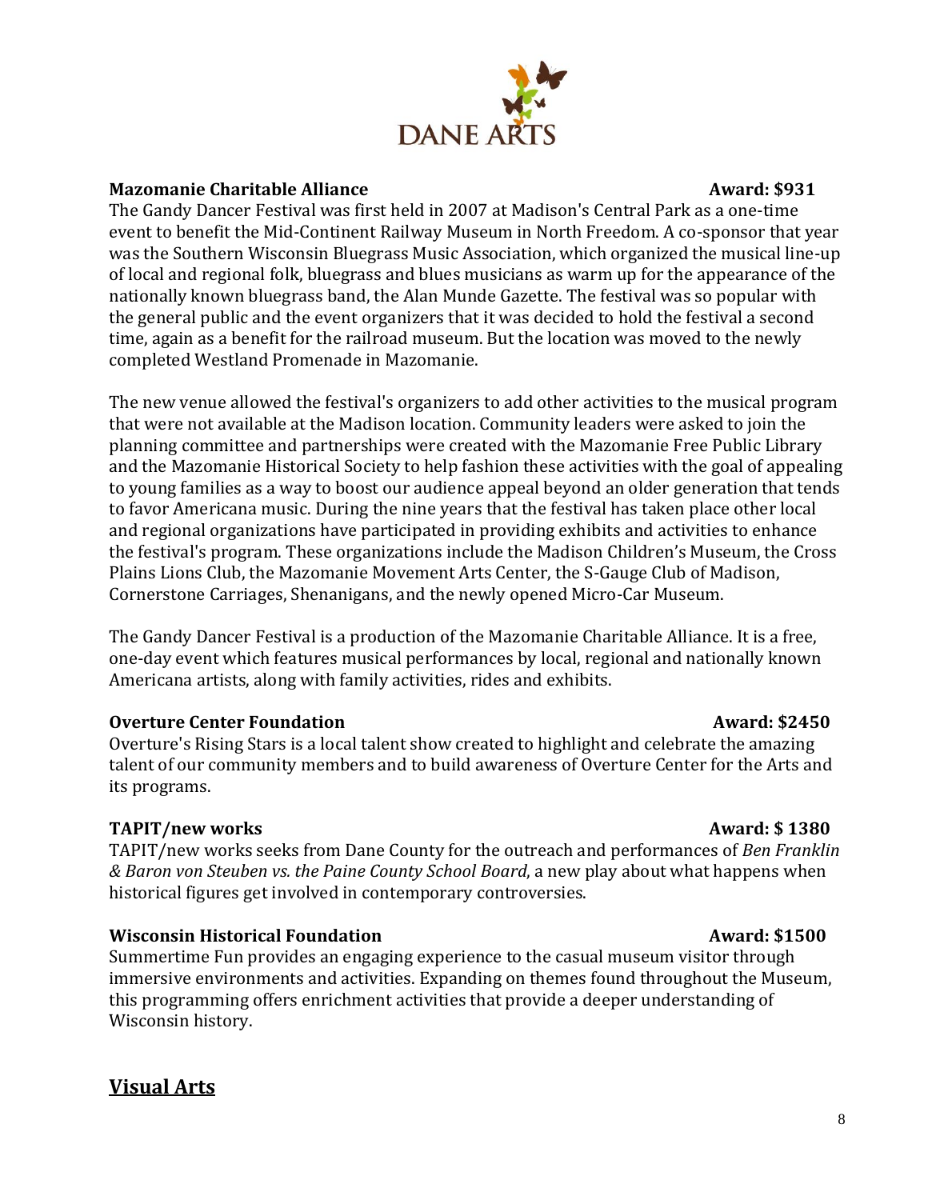**Mazomanie Charitable Alliance** **Award: $931**

The Gandy Dancer Festival was first held in 2007 at Madison's Central Park as a one-time event to benefit the Mid-Continent Railway Museum in North Freedom. A co-sponsor that year was the Southern Wisconsin Bluegrass Music Association, which organized the musical line-up of local and regional folk, bluegrass and blues musicians as warm up for the appearance of the nationally known bluegrass band, the Alan Munde Gazette. The festival was so popular with the general public and the event organizers that it was decided to hold the festival a second time, again as a benefit for the railroad museum. But the location was moved to the newly completed Westland Promenade in Mazomanie.

The new venue allowed the festival's organizers to add other activities to the musical program that were not available at the Madison location. Community leaders were asked to join the planning committee and partnerships were created with the Mazomanie Free Public Library and the Mazomanie Historical Society to help fashion these activities with the goal of appealing to young families as a way to boost our audience appeal beyond an older generation that tends to favor Americana music. During the nine years that the festival has taken place other local and regional organizations have participated in providing exhibits and activities to enhance the festival's program. These organizations include the Madison Children's Museum, the Cross Plains Lions Club, the Mazomanie Movement Arts Center, the S-Gauge Club of Madison, Cornerstone Carriages, Shenanigans, and the newly opened Micro-Car Museum.

The Gandy Dancer Festival is a production of the Mazomanie Charitable Alliance. It is a free, one-day event which features musical performances by local, regional and nationally known Americana artists, along with family activities, rides and exhibits.

**Overture Center Foundation** **Award: $2450**

Overture's Rising Stars is a local talent show created to highlight and celebrate the amazing talent of our community members and to build awareness of Overture Center for the Arts and its programs.

**TAPIT/new works** **Award: $ 1380**

TAPIT/new works seeks from Dane County for the outreach and performances of *Ben Franklin & Baron von Steuben vs. the Paine County School Board*, a new play about what happens when historical figures get involved in contemporary controversies.

**Wisconsin Historical Foundation** **Award: $1500**

Summertime Fun provides an engaging experience to the casual museum visitor through immersive environments and activities. Expanding on themes found throughout the Museum, this programming offers enrichment activities that provide a deeper understanding of Wisconsin history.

## Visual Arts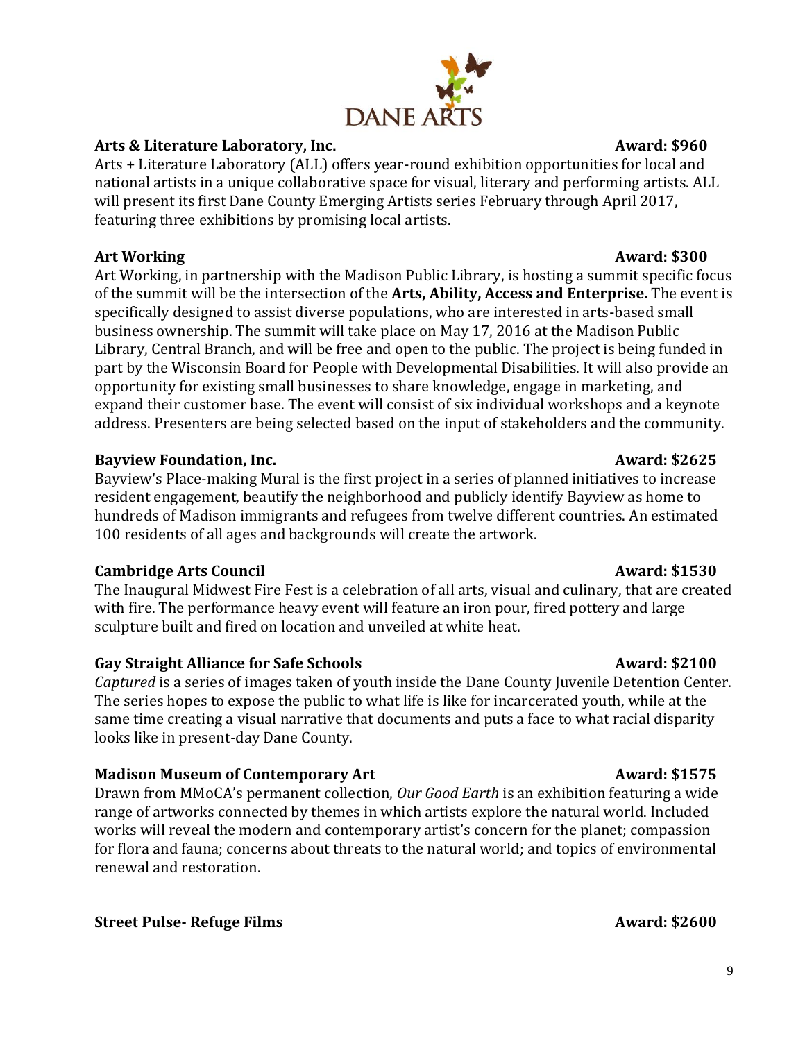DANE ARTS

**Arts & Literature Laboratory, Inc.** **Award: $960**

Arts + Literature Laboratory (ALL) offers year-round exhibition opportunities for local and national artists in a unique collaborative space for visual, literary and performing artists. ALL will present its first Dane County Emerging Artists series February through April 2017, featuring three exhibitions by promising local artists.

**Art Working** **Award: $300**

Art Working, in partnership with the Madison Public Library, is hosting a summit specific focus of the summit will be the intersection of the **Arts, Ability, Access and Enterprise.** The event is specifically designed to assist diverse populations, who are interested in arts-based small business ownership. The summit will take place on May 17, 2016 at the Madison Public Library, Central Branch, and will be free and open to the public. The project is being funded in part by the Wisconsin Board for People with Developmental Disabilities. It will also provide an opportunity for existing small businesses to share knowledge, engage in marketing, and expand their customer base. The event will consist of six individual workshops and a keynote address. Presenters are being selected based on the input of stakeholders and the community.

**Bayview Foundation, Inc.** **Award: $2625**

Bayview's Place-making Mural is the first project in a series of planned initiatives to increase resident engagement, beautify the neighborhood and publicly identify Bayview as home to hundreds of Madison immigrants and refugees from twelve different countries. An estimated 100 residents of all ages and backgrounds will create the artwork.

**Cambridge Arts Council** **Award: $1530**

The Inaugural Midwest Fire Fest is a celebration of all arts, visual and culinary, that are created with fire. The performance heavy event will feature an iron pour, fired pottery and large sculpture built and fired on location and unveiled at white heat.

**Gay Straight Alliance for Safe Schools** **Award: $2100**

*Captured* is a series of images taken of youth inside the Dane County Juvenile Detention Center. The series hopes to expose the public to what life is like for incarcerated youth, while at the same time creating a visual narrative that documents and puts a face to what racial disparity looks like in present-day Dane County.

**Madison Museum of Contemporary Art** **Award: $1575**

Drawn from MMoCA's permanent collection, *Our Good Earth* is an exhibition featuring a wide range of artworks connected by themes in which artists explore the natural world. Included works will reveal the modern and contemporary artist's concern for the planet; compassion for flora and fauna; concerns about threats to the natural world; and topics of environmental renewal and restoration.

**Street Pulse- Refuge Films** **Award: $2600**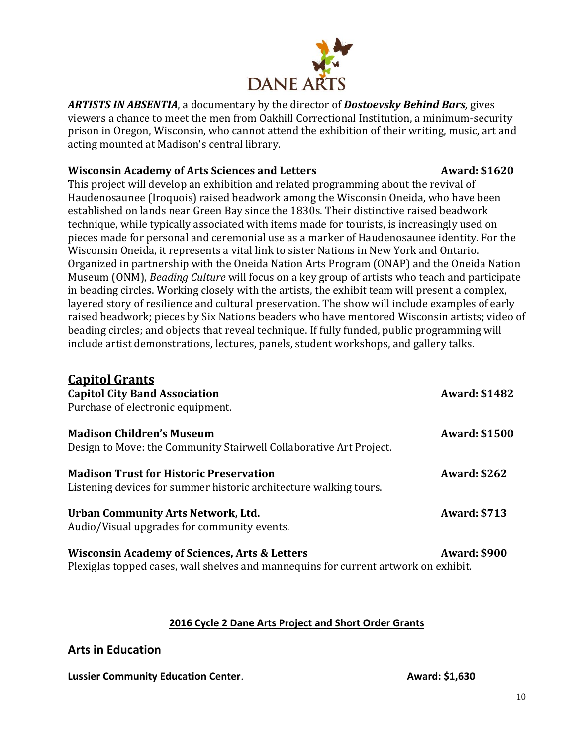***ARTISTS IN ABSENTIA***, a documentary by the director of ***Dostoevsky Behind Bars***, gives viewers a chance to meet the men from Oakhill Correctional Institution, a minimum-security prison in Oregon, Wisconsin, who cannot attend the exhibition of their writing, music, art and acting mounted at Madison's central library.

**Wisconsin Academy of Arts Sciences and Letters** **Award: $1620**

This project will develop an exhibition and related programming about the revival of Haudenosaunee (Iroquois) raised beadwork among the Wisconsin Oneida, who have been established on lands near Green Bay since the 1830s. Their distinctive raised beadwork technique, while typically associated with items made for tourists, is increasingly used on pieces made for personal and ceremonial use as a marker of Haudenosaunee identity. For the Wisconsin Oneida, it represents a vital link to sister Nations in New York and Ontario. Organized in partnership with the Oneida Nation Arts Program (ONAP) and the Oneida Nation Museum (ONM), *Beading Culture* will focus on a key group of artists who teach and participate in beading circles. Working closely with the artists, the exhibit team will present a complex, layered story of resilience and cultural preservation. The show will include examples of early raised beadwork; pieces by Six Nations beaders who have mentored Wisconsin artists; video of beading circles; and objects that reveal technique. If fully funded, public programming will include artist demonstrations, lectures, panels, student workshops, and gallery talks.

## Capitol Grants

**Capitol City Band Association** **Award: $1482**

Purchase of electronic equipment.

**Madison Children's Museum** **Award: $1500**

Design to Move: the Community Stairwell Collaborative Art Project.

**Madison Trust for Historic Preservation** **Award: $262**

Listening devices for summer historic architecture walking tours.

**Urban Community Arts Network, Ltd.** **Award: $713**

Audio/Visual upgrades for community events.

**Wisconsin Academy of Sciences, Arts & Letters** **Award: $900**

Plexiglas topped cases, wall shelves and mannequins for current artwork on exhibit.

**2016 Cycle 2 Dane Arts Project and Short Order Grants**

## Arts in Education

**Lussier Community Education Center**. **Award: $1,630**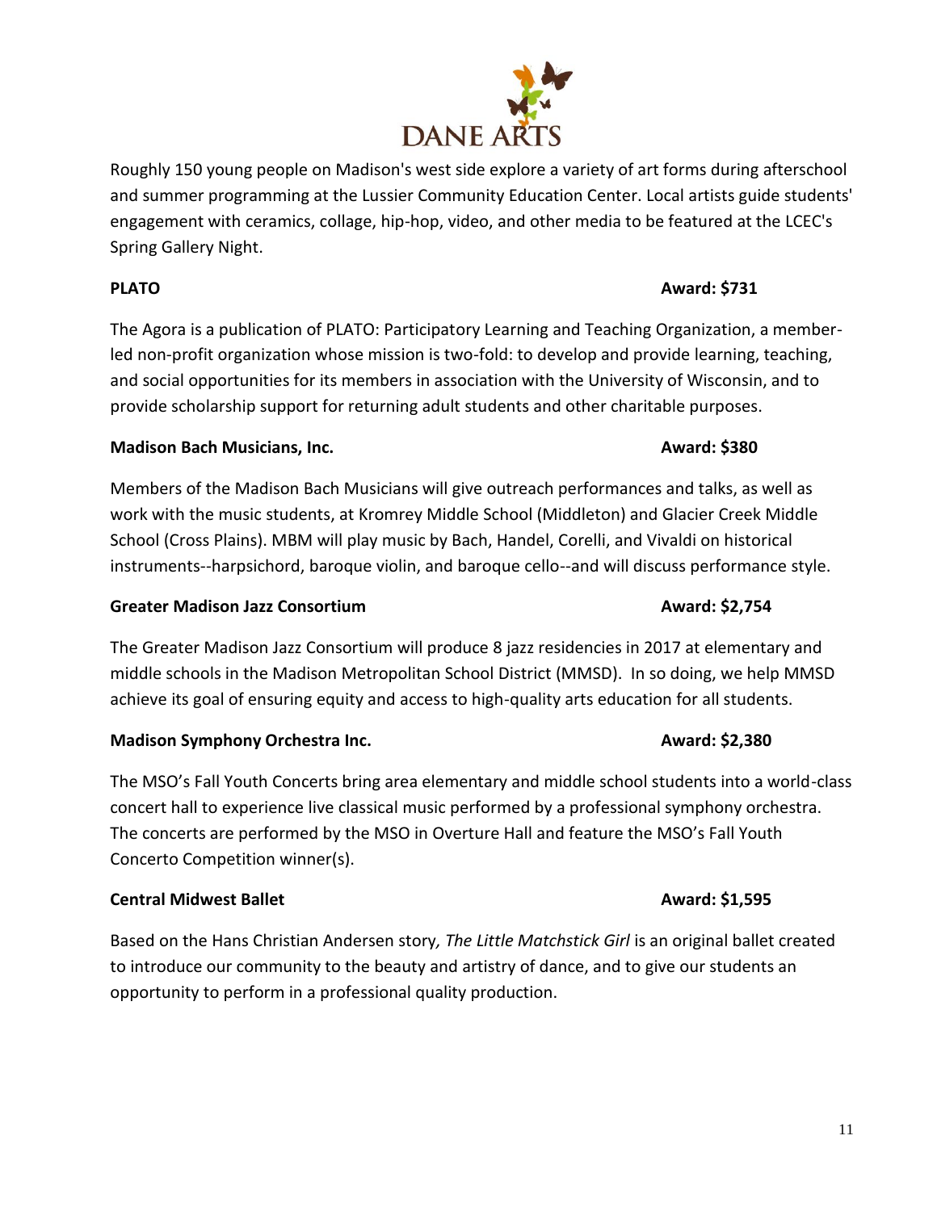Roughly 150 young people on Madison's west side explore a variety of art forms during afterschool and summer programming at the Lussier Community Education Center. Local artists guide students' engagement with ceramics, collage, hip-hop, video, and other media to be featured at the LCEC's Spring Gallery Night.

**PLATO** **Award: $731**

The Agora is a publication of PLATO: Participatory Learning and Teaching Organization, a member-led non-profit organization whose mission is two-fold: to develop and provide learning, teaching, and social opportunities for its members in association with the University of Wisconsin, and to provide scholarship support for returning adult students and other charitable purposes.

**Madison Bach Musicians, Inc.** **Award: $380**

Members of the Madison Bach Musicians will give outreach performances and talks, as well as work with the music students, at Kromrey Middle School (Middleton) and Glacier Creek Middle School (Cross Plains). MBM will play music by Bach, Handel, Corelli, and Vivaldi on historical instruments--harpsichord, baroque violin, and baroque cello--and will discuss performance style.

**Greater Madison Jazz Consortium** **Award: $2,754**

The Greater Madison Jazz Consortium will produce 8 jazz residencies in 2017 at elementary and middle schools in the Madison Metropolitan School District (MMSD). In so doing, we help MMSD achieve its goal of ensuring equity and access to high-quality arts education for all students.

**Madison Symphony Orchestra Inc.** **Award: $2,380**

The MSO's Fall Youth Concerts bring area elementary and middle school students into a world-class concert hall to experience live classical music performed by a professional symphony orchestra. The concerts are performed by the MSO in Overture Hall and feature the MSO's Fall Youth Concerto Competition winner(s).

**Central Midwest Ballet** **Award: $1,595**

Based on the Hans Christian Andersen story*, The Little Matchstick Girl* is an original ballet created to introduce our community to the beauty and artistry of dance, and to give our students an opportunity to perform in a professional quality production.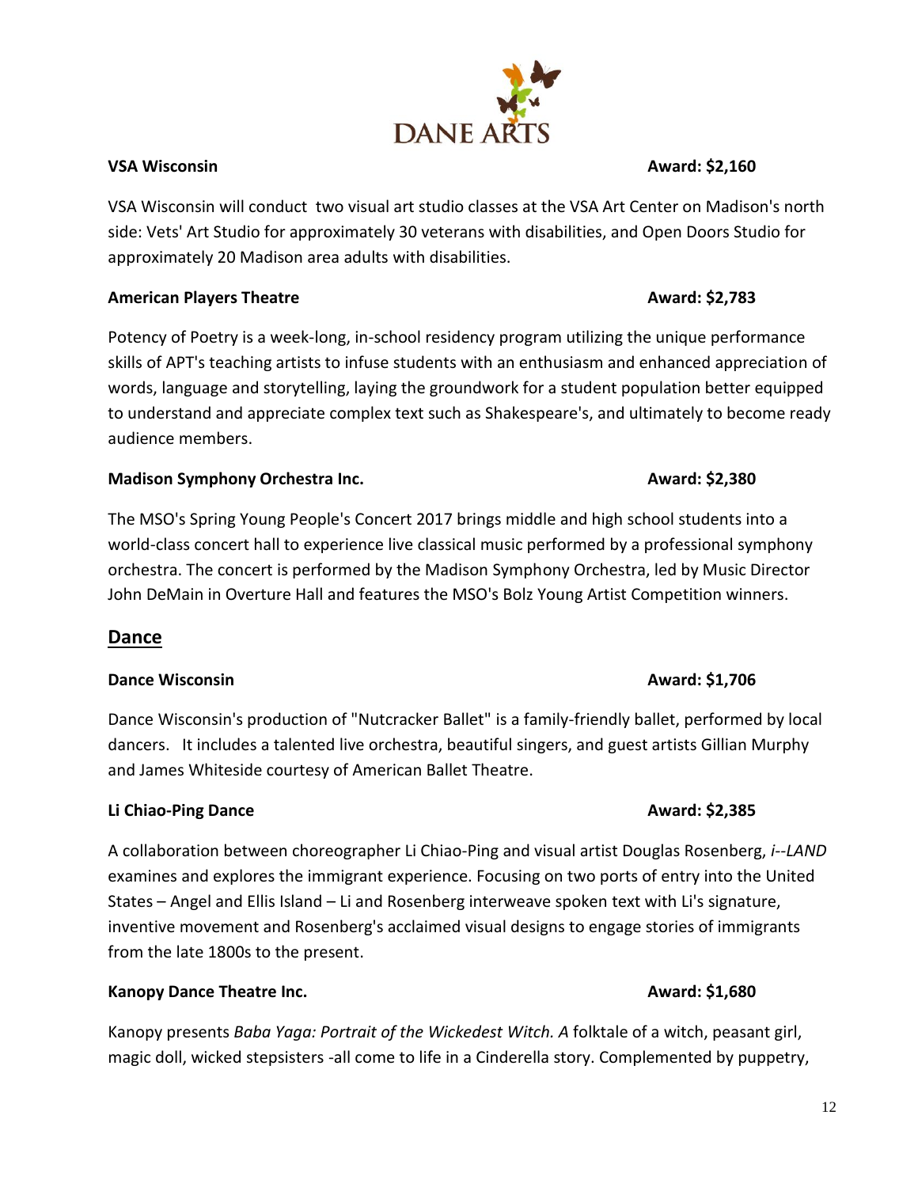**VSA Wisconsin** **Award: $2,160**

VSA Wisconsin will conduct two visual art studio classes at the VSA Art Center on Madison's north side: Vets' Art Studio for approximately 30 veterans with disabilities, and Open Doors Studio for approximately 20 Madison area adults with disabilities.

**American Players Theatre** **Award: $2,783**

Potency of Poetry is a week-long, in-school residency program utilizing the unique performance skills of APT's teaching artists to infuse students with an enthusiasm and enhanced appreciation of words, language and storytelling, laying the groundwork for a student population better equipped to understand and appreciate complex text such as Shakespeare's, and ultimately to become ready audience members.

**Madison Symphony Orchestra Inc.** **Award: $2,380**

The MSO's Spring Young People's Concert 2017 brings middle and high school students into a world-class concert hall to experience live classical music performed by a professional symphony orchestra. The concert is performed by the Madison Symphony Orchestra, led by Music Director John DeMain in Overture Hall and features the MSO's Bolz Young Artist Competition winners.

## Dance

**Dance Wisconsin** **Award: $1,706**

Dance Wisconsin's production of "Nutcracker Ballet" is a family-friendly ballet, performed by local dancers. It includes a talented live orchestra, beautiful singers, and guest artists Gillian Murphy and James Whiteside courtesy of American Ballet Theatre.

**Li Chiao-Ping Dance** **Award: $2,385**

A collaboration between choreographer Li Chiao-Ping and visual artist Douglas Rosenberg, *i--LAND* examines and explores the immigrant experience. Focusing on two ports of entry into the United States – Angel and Ellis Island – Li and Rosenberg interweave spoken text with Li's signature, inventive movement and Rosenberg's acclaimed visual designs to engage stories of immigrants from the late 1800s to the present.

**Kanopy Dance Theatre Inc.** **Award: $1,680**

Kanopy presents *Baba Yaga: Portrait of the Wickedest Witch. A* folktale of a witch, peasant girl, magic doll, wicked stepsisters -all come to life in a Cinderella story. Complemented by puppetry,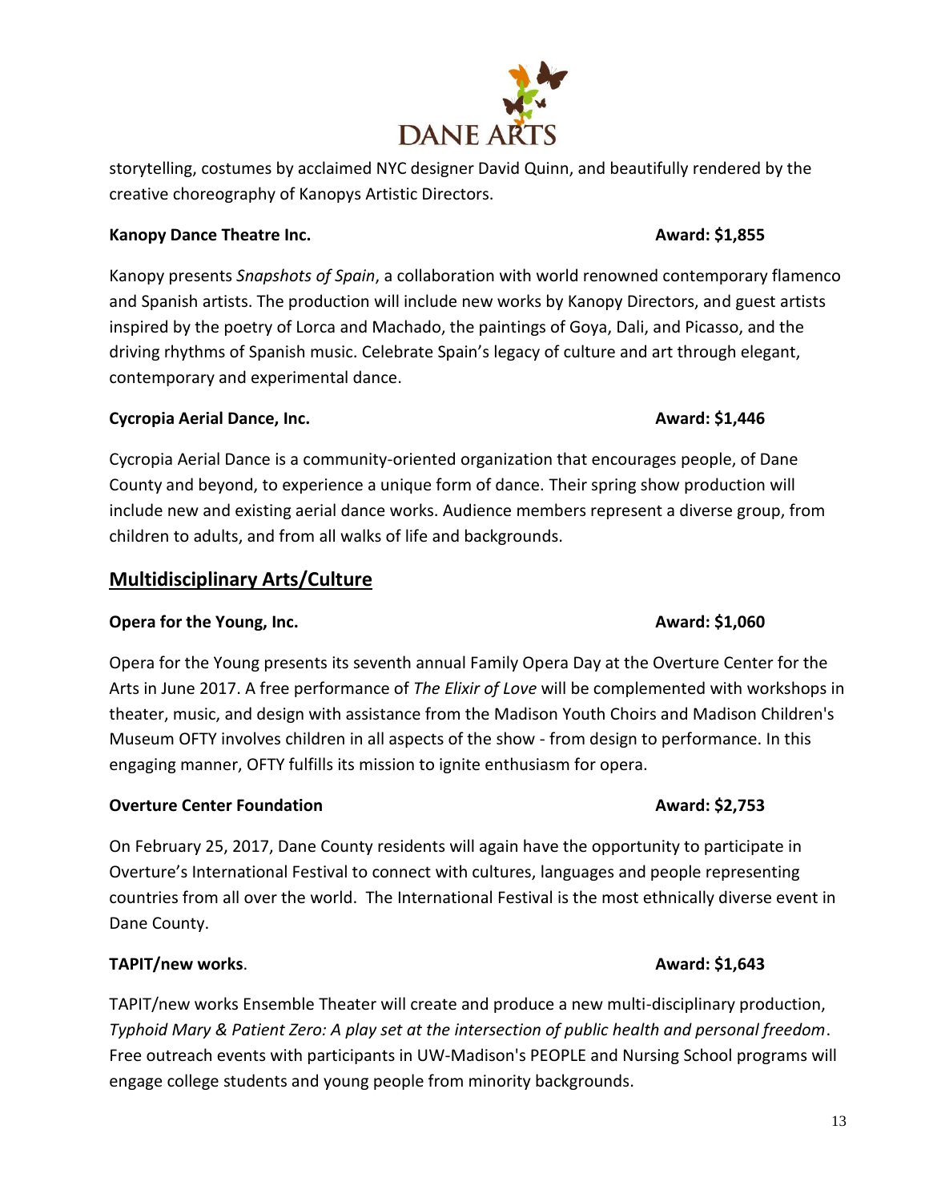storytelling, costumes by acclaimed NYC designer David Quinn, and beautifully rendered by the creative choreography of Kanopys Artistic Directors.

**Kanopy Dance Theatre Inc.** **Award: $1,855**

Kanopy presents *Snapshots of Spain*, a collaboration with world renowned contemporary flamenco and Spanish artists. The production will include new works by Kanopy Directors, and guest artists inspired by the poetry of Lorca and Machado, the paintings of Goya, Dali, and Picasso, and the driving rhythms of Spanish music. Celebrate Spain's legacy of culture and art through elegant, contemporary and experimental dance.

**Cycropia Aerial Dance, Inc.** **Award: $1,446**

Cycropia Aerial Dance is a community-oriented organization that encourages people, of Dane County and beyond, to experience a unique form of dance. Their spring show production will include new and existing aerial dance works. Audience members represent a diverse group, from children to adults, and from all walks of life and backgrounds.

## Multidisciplinary Arts/Culture

**Opera for the Young, Inc.** **Award: $1,060**

Opera for the Young presents its seventh annual Family Opera Day at the Overture Center for the Arts in June 2017. A free performance of *The Elixir of Love* will be complemented with workshops in theater, music, and design with assistance from the Madison Youth Choirs and Madison Children's Museum OFTY involves children in all aspects of the show - from design to performance. In this engaging manner, OFTY fulfills its mission to ignite enthusiasm for opera.

**Overture Center Foundation** **Award: $2,753**

On February 25, 2017, Dane County residents will again have the opportunity to participate in Overture's International Festival to connect with cultures, languages and people representing countries from all over the world. The International Festival is the most ethnically diverse event in Dane County.

**TAPIT/new works**. **Award: $1,643**

TAPIT/new works Ensemble Theater will create and produce a new multi-disciplinary production, *Typhoid Mary & Patient Zero: A play set at the intersection of public health and personal freedom*. Free outreach events with participants in UW-Madison's PEOPLE and Nursing School programs will engage college students and young people from minority backgrounds.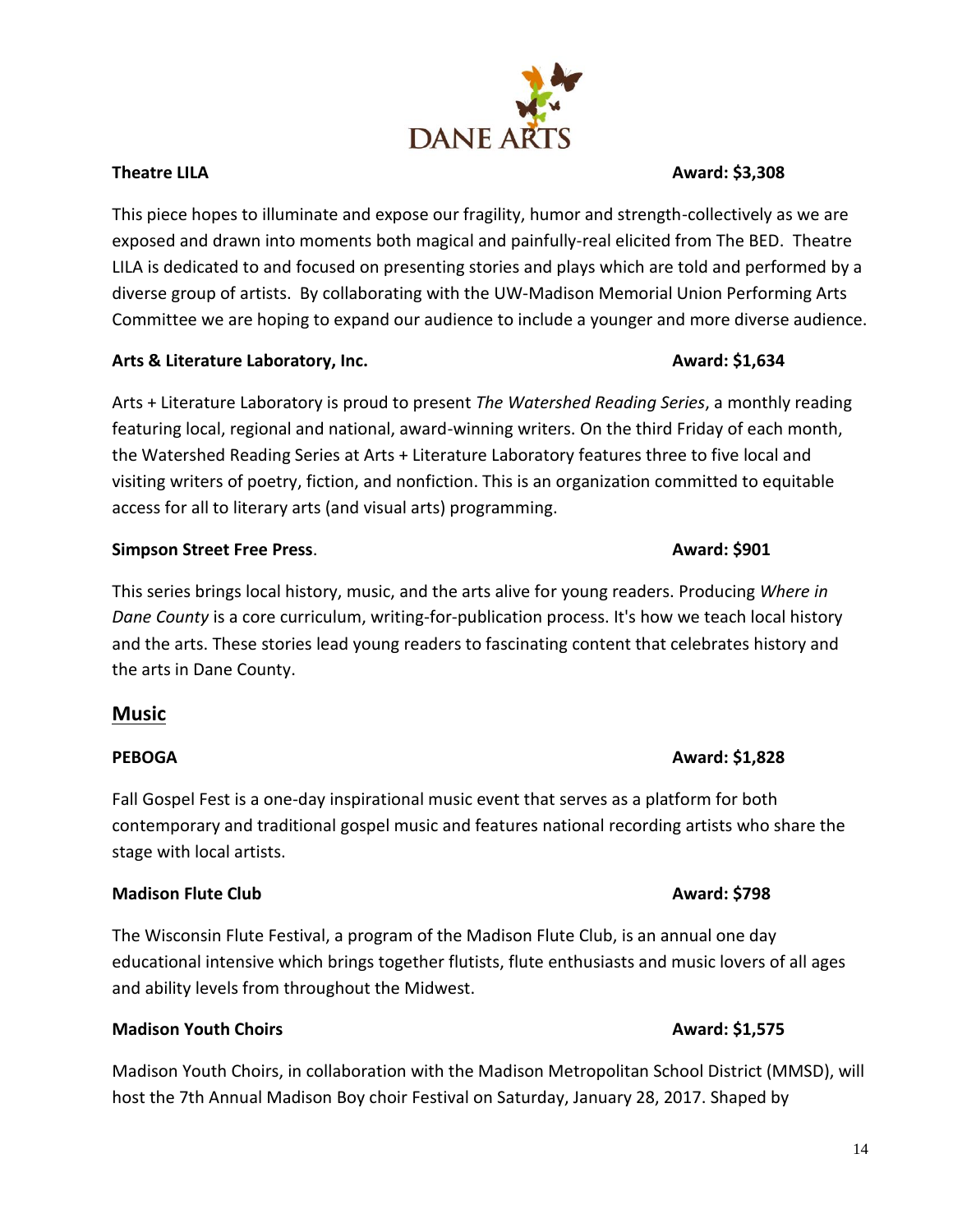**Theatre LILA** **Award: $3,308**

This piece hopes to illuminate and expose our fragility, humor and strength-collectively as we are exposed and drawn into moments both magical and painfully-real elicited from The BED. Theatre LILA is dedicated to and focused on presenting stories and plays which are told and performed by a diverse group of artists. By collaborating with the UW-Madison Memorial Union Performing Arts Committee we are hoping to expand our audience to include a younger and more diverse audience.

**Arts & Literature Laboratory, Inc.** **Award: $1,634**

Arts + Literature Laboratory is proud to present *The Watershed Reading Series*, a monthly reading featuring local, regional and national, award-winning writers. On the third Friday of each month, the Watershed Reading Series at Arts + Literature Laboratory features three to five local and visiting writers of poetry, fiction, and nonfiction. This is an organization committed to equitable access for all to literary arts (and visual arts) programming.

**Simpson Street Free Press**. **Award: $901**

This series brings local history, music, and the arts alive for young readers. Producing *Where in Dane County* is a core curriculum, writing-for-publication process. It's how we teach local history and the arts. These stories lead young readers to fascinating content that celebrates history and the arts in Dane County.

## Music

**PEBOGA** **Award: $1,828**

Fall Gospel Fest is a one-day inspirational music event that serves as a platform for both contemporary and traditional gospel music and features national recording artists who share the stage with local artists.

**Madison Flute Club** **Award: $798**

The Wisconsin Flute Festival, a program of the Madison Flute Club, is an annual one day educational intensive which brings together flutists, flute enthusiasts and music lovers of all ages and ability levels from throughout the Midwest.

**Madison Youth Choirs** **Award: $1,575**

Madison Youth Choirs, in collaboration with the Madison Metropolitan School District (MMSD), will host the 7th Annual Madison Boy choir Festival on Saturday, January 28, 2017. Shaped by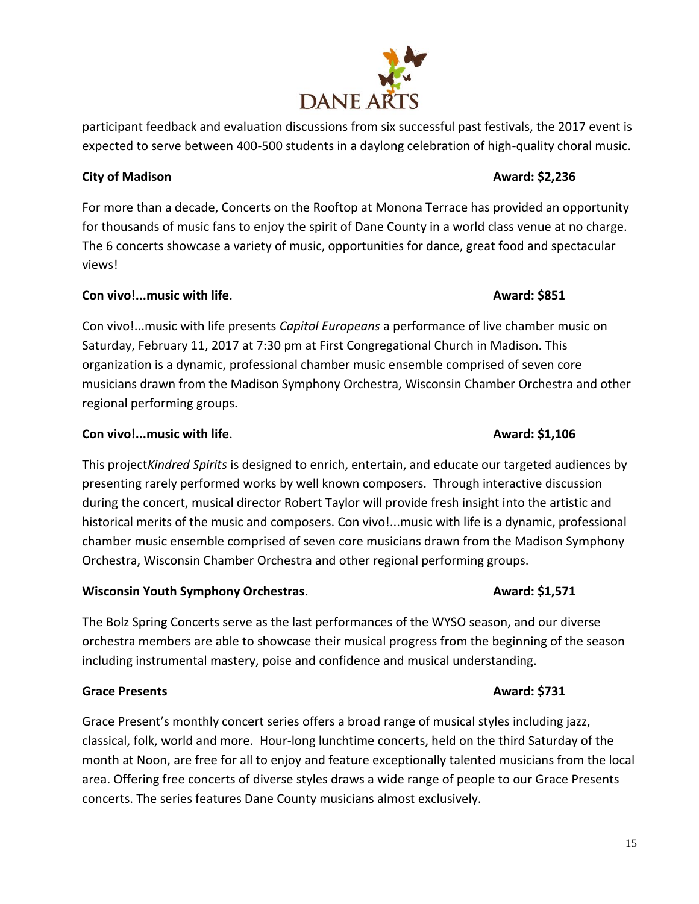participant feedback and evaluation discussions from six successful past festivals, the 2017 event is expected to serve between 400-500 students in a daylong celebration of high-quality choral music.

**City of Madison** **Award: $2,236**

For more than a decade, Concerts on the Rooftop at Monona Terrace has provided an opportunity for thousands of music fans to enjoy the spirit of Dane County in a world class venue at no charge. The 6 concerts showcase a variety of music, opportunities for dance, great food and spectacular views!

**Con vivo!...music with life**. **Award: $851**

Con vivo!...music with life presents *Capitol Europeans* a performance of live chamber music on Saturday, February 11, 2017 at 7:30 pm at First Congregational Church in Madison. This organization is a dynamic, professional chamber music ensemble comprised of seven core musicians drawn from the Madison Symphony Orchestra, Wisconsin Chamber Orchestra and other regional performing groups.

**Con vivo!...music with life**. **Award: $1,106**

This project*Kindred Spirits* is designed to enrich, entertain, and educate our targeted audiences by presenting rarely performed works by well known composers. Through interactive discussion during the concert, musical director Robert Taylor will provide fresh insight into the artistic and historical merits of the music and composers. Con vivo!...music with life is a dynamic, professional chamber music ensemble comprised of seven core musicians drawn from the Madison Symphony Orchestra, Wisconsin Chamber Orchestra and other regional performing groups.

**Wisconsin Youth Symphony Orchestras**. **Award: $1,571**

The Bolz Spring Concerts serve as the last performances of the WYSO season, and our diverse orchestra members are able to showcase their musical progress from the beginning of the season including instrumental mastery, poise and confidence and musical understanding.

**Grace Presents** **Award: $731**

Grace Present's monthly concert series offers a broad range of musical styles including jazz, classical, folk, world and more. Hour-long lunchtime concerts, held on the third Saturday of the month at Noon, are free for all to enjoy and feature exceptionally talented musicians from the local area. Offering free concerts of diverse styles draws a wide range of people to our Grace Presents concerts. The series features Dane County musicians almost exclusively.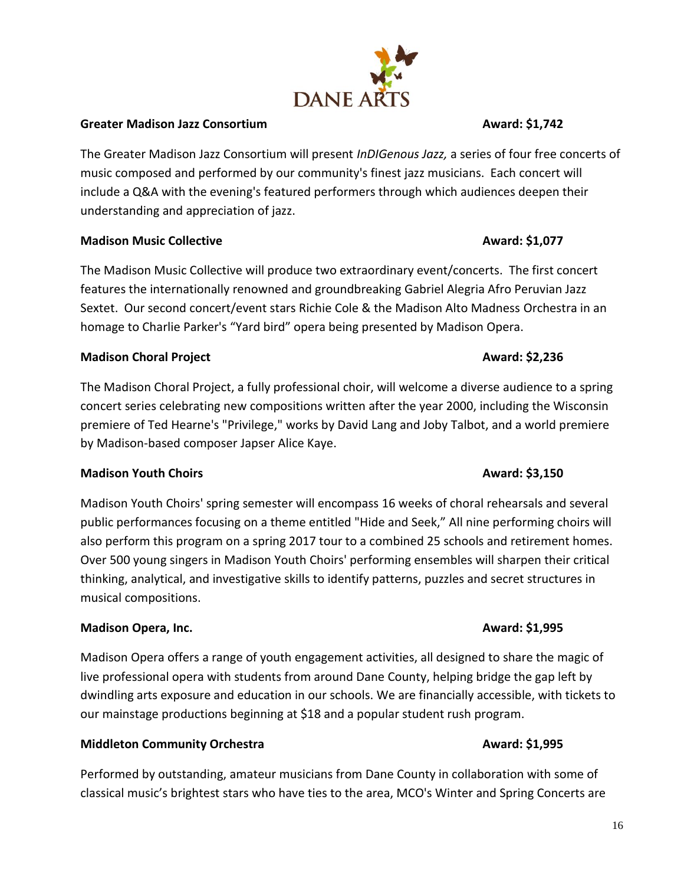**Greater Madison Jazz Consortium** **Award: $1,742**

The Greater Madison Jazz Consortium will present *InDIGenous Jazz,* a series of four free concerts of music composed and performed by our community's finest jazz musicians. Each concert will include a Q&A with the evening's featured performers through which audiences deepen their understanding and appreciation of jazz.

**Madison Music Collective** **Award: $1,077**

The Madison Music Collective will produce two extraordinary event/concerts. The first concert features the internationally renowned and groundbreaking Gabriel Alegria Afro Peruvian Jazz Sextet. Our second concert/event stars Richie Cole & the Madison Alto Madness Orchestra in an homage to Charlie Parker's "Yard bird" opera being presented by Madison Opera.

**Madison Choral Project** **Award: $2,236**

The Madison Choral Project, a fully professional choir, will welcome a diverse audience to a spring concert series celebrating new compositions written after the year 2000, including the Wisconsin premiere of Ted Hearne's "Privilege," works by David Lang and Joby Talbot, and a world premiere by Madison-based composer Japser Alice Kaye.

**Madison Youth Choirs** **Award: $3,150**

Madison Youth Choirs' spring semester will encompass 16 weeks of choral rehearsals and several public performances focusing on a theme entitled "Hide and Seek," All nine performing choirs will also perform this program on a spring 2017 tour to a combined 25 schools and retirement homes. Over 500 young singers in Madison Youth Choirs' performing ensembles will sharpen their critical thinking, analytical, and investigative skills to identify patterns, puzzles and secret structures in musical compositions.

**Madison Opera, Inc.** **Award: $1,995**

Madison Opera offers a range of youth engagement activities, all designed to share the magic of live professional opera with students from around Dane County, helping bridge the gap left by dwindling arts exposure and education in our schools. We are financially accessible, with tickets to our mainstage productions beginning at $18 and a popular student rush program.

**Middleton Community Orchestra** **Award: $1,995**

Performed by outstanding, amateur musicians from Dane County in collaboration with some of classical music's brightest stars who have ties to the area, MCO's Winter and Spring Concerts are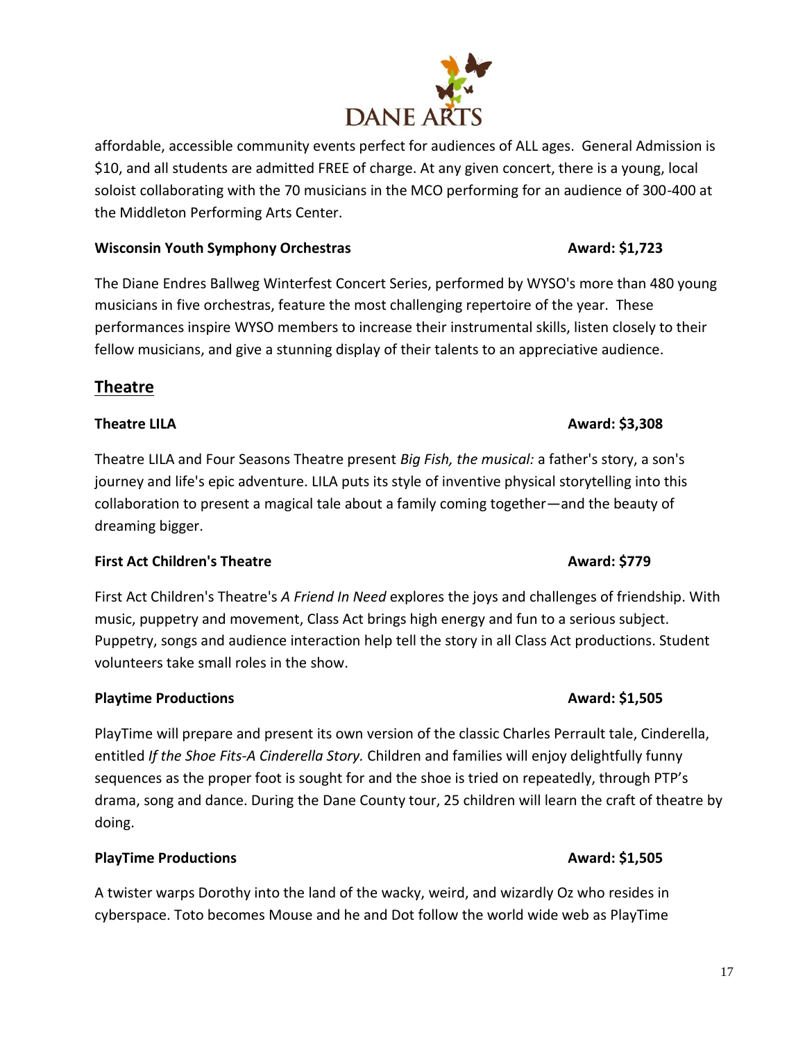affordable, accessible community events perfect for audiences of ALL ages. General Admission is $10, and all students are admitted FREE of charge. At any given concert, there is a young, local soloist collaborating with the 70 musicians in the MCO performing for an audience of 300-400 at the Middleton Performing Arts Center.

**Wisconsin Youth Symphony Orchestras** **Award: $1,723**

The Diane Endres Ballweg Winterfest Concert Series, performed by WYSO's more than 480 young musicians in five orchestras, feature the most challenging repertoire of the year. These performances inspire WYSO members to increase their instrumental skills, listen closely to their fellow musicians, and give a stunning display of their talents to an appreciative audience.

## Theatre

**Theatre LILA** **Award: $3,308**

Theatre LILA and Four Seasons Theatre present *Big Fish, the musical:* a father's story, a son's journey and life's epic adventure. LILA puts its style of inventive physical storytelling into this collaboration to present a magical tale about a family coming together—and the beauty of dreaming bigger.

**First Act Children's Theatre** **Award: $779**

First Act Children's Theatre's *A Friend In Need* explores the joys and challenges of friendship. With music, puppetry and movement, Class Act brings high energy and fun to a serious subject. Puppetry, songs and audience interaction help tell the story in all Class Act productions. Student volunteers take small roles in the show.

**Playtime Productions** **Award: $1,505**

PlayTime will prepare and present its own version of the classic Charles Perrault tale, Cinderella, entitled *If the Shoe Fits-A Cinderella Story.* Children and families will enjoy delightfully funny sequences as the proper foot is sought for and the shoe is tried on repeatedly, through PTP's drama, song and dance. During the Dane County tour, 25 children will learn the craft of theatre by doing.

**PlayTime Productions** **Award: $1,505**

A twister warps Dorothy into the land of the wacky, weird, and wizardly Oz who resides in cyberspace. Toto becomes Mouse and he and Dot follow the world wide web as PlayTime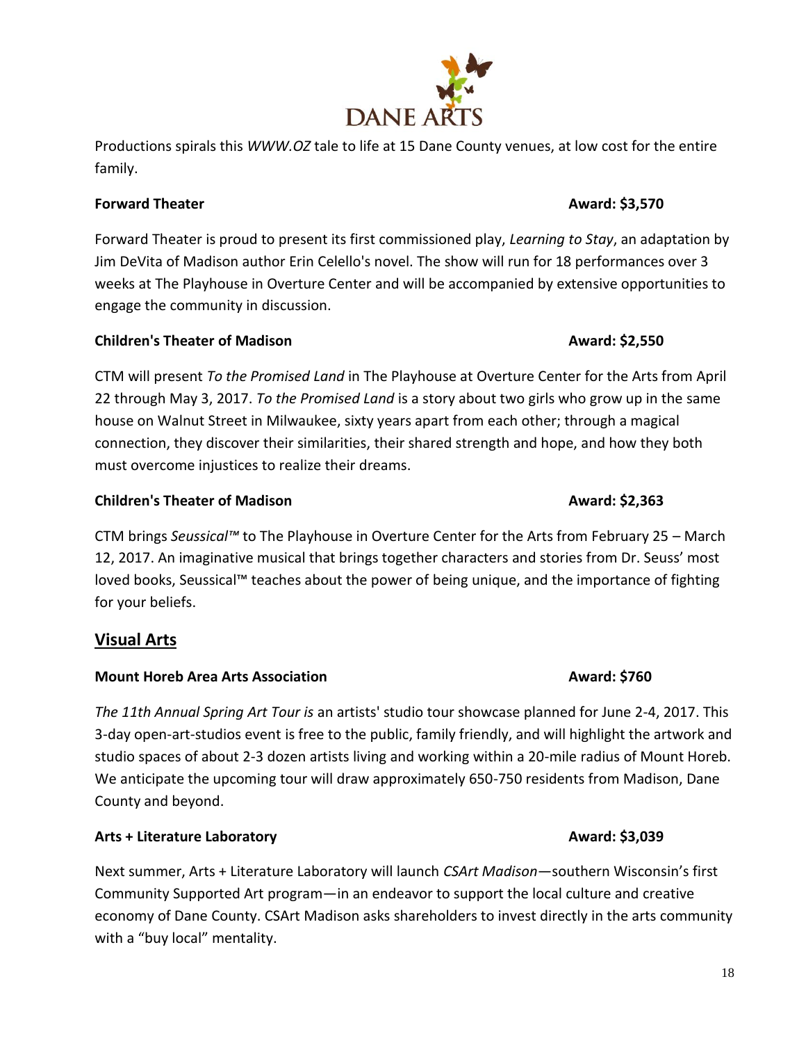Productions spirals this *WWW.OZ* tale to life at 15 Dane County venues, at low cost for the entire family.

**Forward Theater** **Award: $3,570**

Forward Theater is proud to present its first commissioned play, *Learning to Stay*, an adaptation by Jim DeVita of Madison author Erin Celello's novel. The show will run for 18 performances over 3 weeks at The Playhouse in Overture Center and will be accompanied by extensive opportunities to engage the community in discussion.

**Children's Theater of Madison** **Award: $2,550**

CTM will present *To the Promised Land* in The Playhouse at Overture Center for the Arts from April 22 through May 3, 2017. *To the Promised Land* is a story about two girls who grow up in the same house on Walnut Street in Milwaukee, sixty years apart from each other; through a magical connection, they discover their similarities, their shared strength and hope, and how they both must overcome injustices to realize their dreams.

**Children's Theater of Madison** **Award: $2,363**

CTM brings *Seussical™* to The Playhouse in Overture Center for the Arts from February 25 – March 12, 2017. An imaginative musical that brings together characters and stories from Dr. Seuss' most loved books, Seussical™ teaches about the power of being unique, and the importance of fighting for your beliefs.

## Visual Arts

**Mount Horeb Area Arts Association** **Award: $760**

*The 11th Annual Spring Art Tour is* an artists' studio tour showcase planned for June 2-4, 2017. This 3-day open-art-studios event is free to the public, family friendly, and will highlight the artwork and studio spaces of about 2-3 dozen artists living and working within a 20-mile radius of Mount Horeb. We anticipate the upcoming tour will draw approximately 650-750 residents from Madison, Dane County and beyond.

**Arts + Literature Laboratory** **Award: $3,039**

Next summer, Arts + Literature Laboratory will launch *CSArt Madison*—southern Wisconsin's first Community Supported Art program—in an endeavor to support the local culture and creative economy of Dane County. CSArt Madison asks shareholders to invest directly in the arts community with a "buy local" mentality.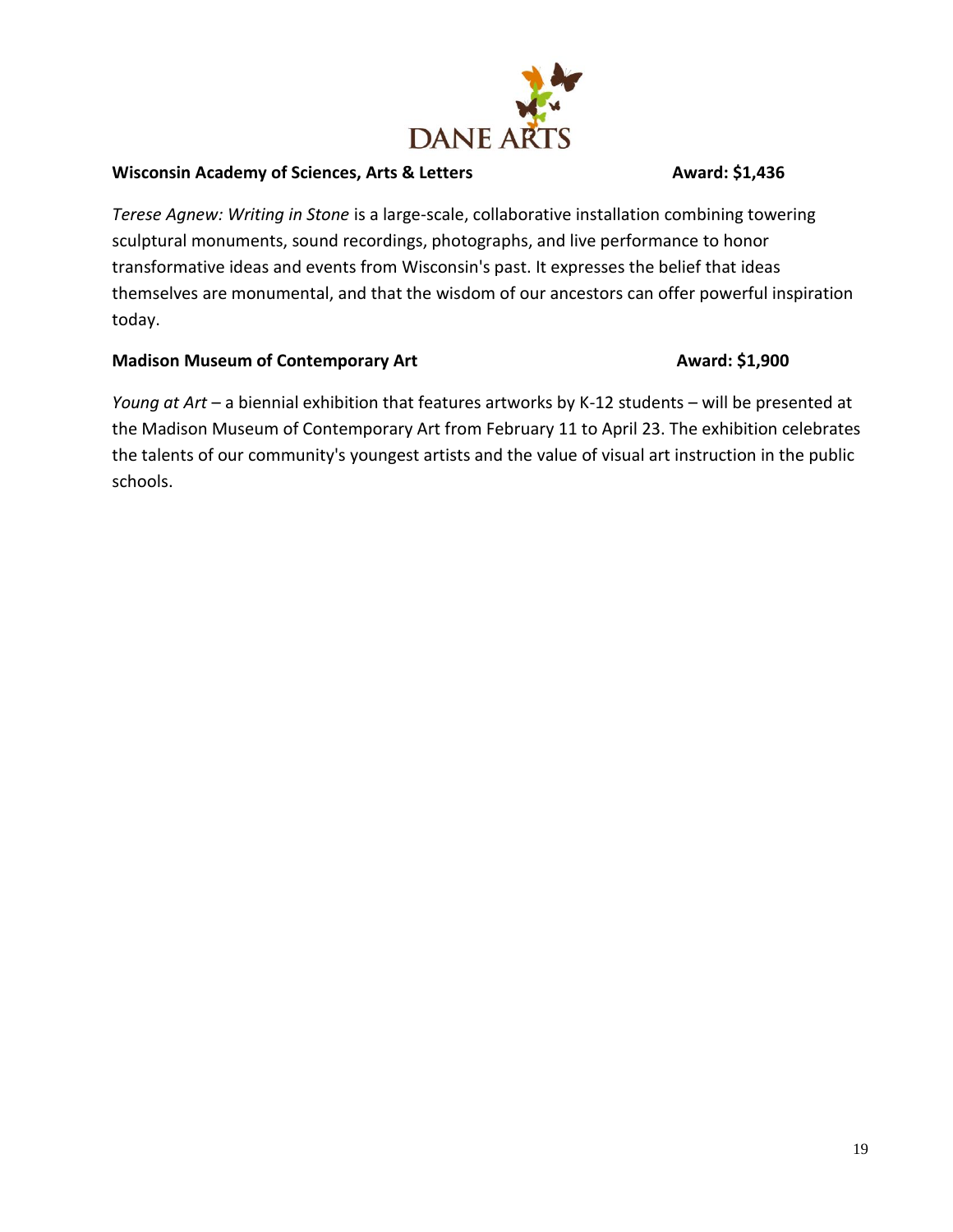**Wisconsin Academy of Sciences, Arts & Letters** **Award: $1,436**

*Terese Agnew: Writing in Stone* is a large-scale, collaborative installation combining towering sculptural monuments, sound recordings, photographs, and live performance to honor transformative ideas and events from Wisconsin's past. It expresses the belief that ideas themselves are monumental, and that the wisdom of our ancestors can offer powerful inspiration today.

**Madison Museum of Contemporary Art** **Award: $1,900**

*Young at Art* – a biennial exhibition that features artworks by K-12 students – will be presented at the Madison Museum of Contemporary Art from February 11 to April 23. The exhibition celebrates the talents of our community's youngest artists and the value of visual art instruction in the public schools.